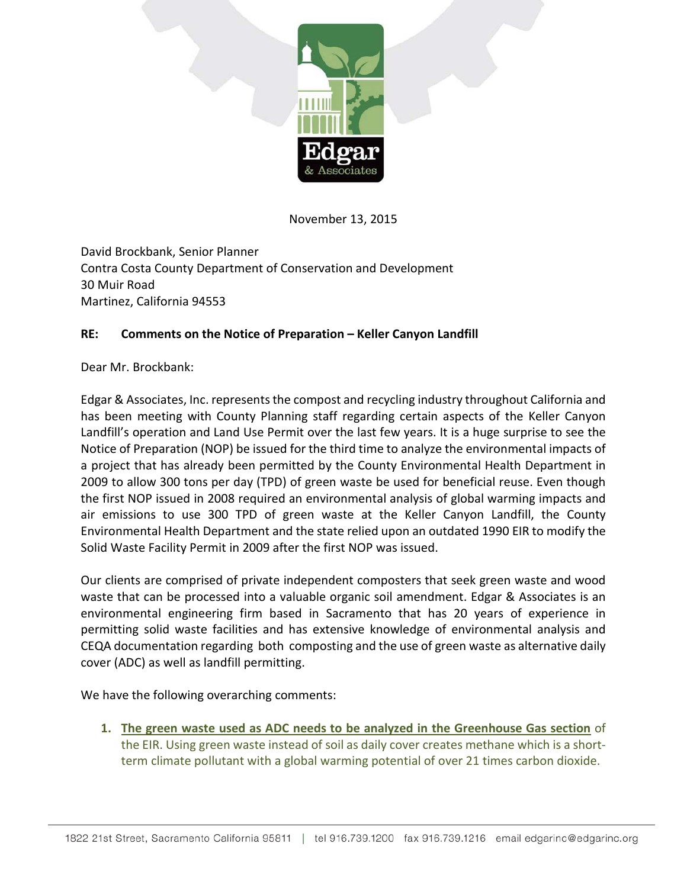November 13, 2015

David Brockbank, Senior Planner
Contra Costa County Department of Conservation and Development
30 Muir Road
Martinez, California 94553

**RE: Comments on the Notice of Preparation – Keller Canyon Landfill**

Dear Mr. Brockbank:

Edgar & Associates, Inc. represents the compost and recycling industry throughout California and has been meeting with County Planning staff regarding certain aspects of the Keller Canyon Landfill's operation and Land Use Permit over the last few years. It is a huge surprise to see the Notice of Preparation (NOP) be issued for the third time to analyze the environmental impacts of a project that has already been permitted by the County Environmental Health Department in 2009 to allow 300 tons per day (TPD) of green waste be used for beneficial reuse. Even though the first NOP issued in 2008 required an environmental analysis of global warming impacts and air emissions to use 300 TPD of green waste at the Keller Canyon Landfill, the County Environmental Health Department and the state relied upon an outdated 1990 EIR to modify the Solid Waste Facility Permit in 2009 after the first NOP was issued.

Our clients are comprised of private independent composters that seek green waste and wood waste that can be processed into a valuable organic soil amendment. Edgar & Associates is an environmental engineering firm based in Sacramento that has 20 years of experience in permitting solid waste facilities and has extensive knowledge of environmental analysis and CEQA documentation regarding both composting and the use of green waste as alternative daily cover (ADC) as well as landfill permitting.

We have the following overarching comments:

1. **The green waste used as ADC needs to be analyzed in the Greenhouse Gas section** of the EIR. Using green waste instead of soil as daily cover creates methane which is a short-term climate pollutant with a global warming potential of over 21 times carbon dioxide.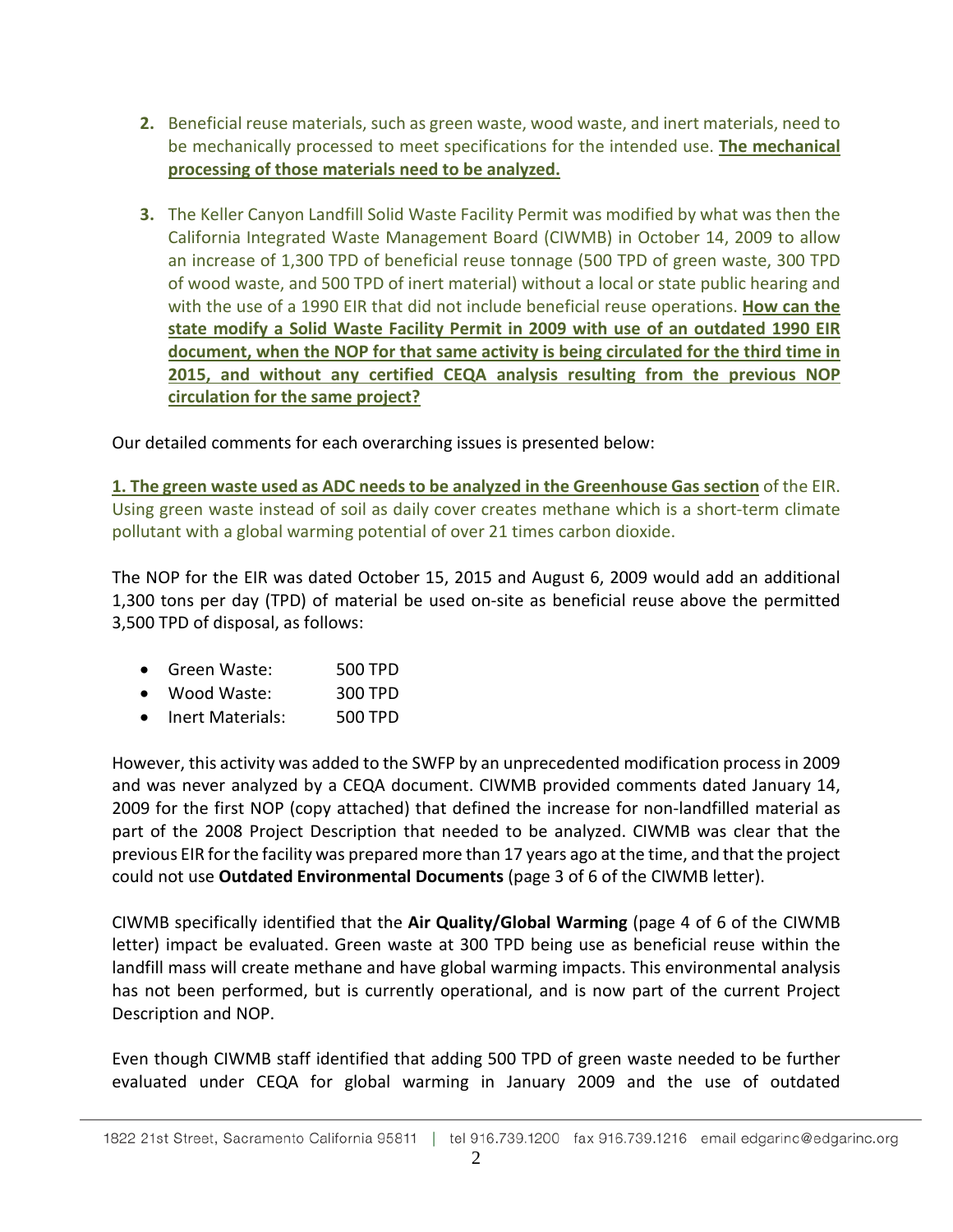2. Beneficial reuse materials, such as green waste, wood waste, and inert materials, need to be mechanically processed to meet specifications for the intended use. **<u>The mechanical processing of those materials need to be analyzed.</u>**

3. The Keller Canyon Landfill Solid Waste Facility Permit was modified by what was then the California Integrated Waste Management Board (CIWMB) in October 14, 2009 to allow an increase of 1,300 TPD of beneficial reuse tonnage (500 TPD of green waste, 300 TPD of wood waste, and 500 TPD of inert material) without a local or state public hearing and with the use of a 1990 EIR that did not include beneficial reuse operations. **<u>How can the state modify a Solid Waste Facility Permit in 2009 with use of an outdated 1990 EIR document, when the NOP for that same activity is being circulated for the third time in 2015, and without any certified CEQA analysis resulting from the previous NOP circulation for the same project?</u>**

Our detailed comments for each overarching issues is presented below:

**<u>1. The green waste used as ADC needs to be analyzed in the Greenhouse Gas section</u>** of the EIR. Using green waste instead of soil as daily cover creates methane which is a short-term climate pollutant with a global warming potential of over 21 times carbon dioxide.

The NOP for the EIR was dated October 15, 2015 and August 6, 2009 would add an additional 1,300 tons per day (TPD) of material be used on-site as beneficial reuse above the permitted 3,500 TPD of disposal, as follows:

- Green Waste: 500 TPD
- Wood Waste: 300 TPD
- Inert Materials: 500 TPD

However, this activity was added to the SWFP by an unprecedented modification process in 2009 and was never analyzed by a CEQA document. CIWMB provided comments dated January 14, 2009 for the first NOP (copy attached) that defined the increase for non-landfilled material as part of the 2008 Project Description that needed to be analyzed. CIWMB was clear that the previous EIR for the facility was prepared more than 17 years ago at the time, and that the project could not use **Outdated Environmental Documents** (page 3 of 6 of the CIWMB letter).

CIWMB specifically identified that the **Air Quality/Global Warming** (page 4 of 6 of the CIWMB letter) impact be evaluated. Green waste at 300 TPD being use as beneficial reuse within the landfill mass will create methane and have global warming impacts. This environmental analysis has not been performed, but is currently operational, and is now part of the current Project Description and NOP.

Even though CIWMB staff identified that adding 500 TPD of green waste needed to be further evaluated under CEQA for global warming in January 2009 and the use of outdated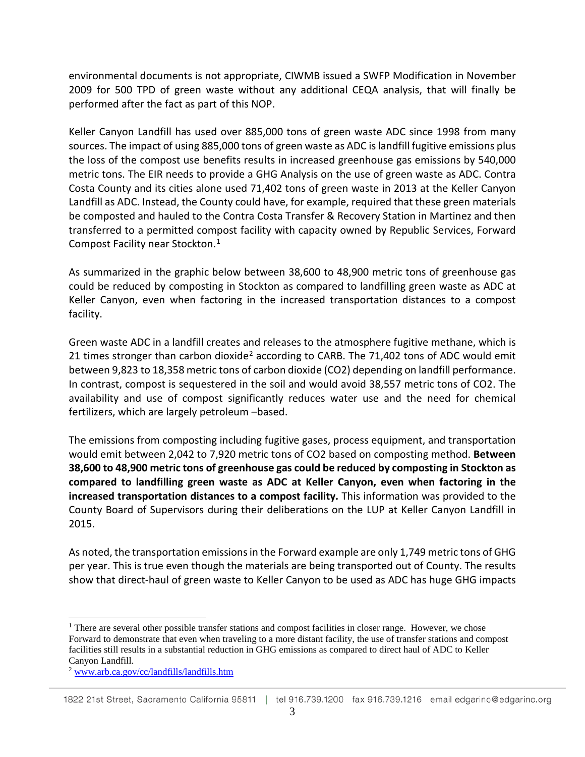environmental documents is not appropriate, CIWMB issued a SWFP Modification in November 2009 for 500 TPD of green waste without any additional CEQA analysis, that will finally be performed after the fact as part of this NOP.

Keller Canyon Landfill has used over 885,000 tons of green waste ADC since 1998 from many sources. The impact of using 885,000 tons of green waste as ADC is landfill fugitive emissions plus the loss of the compost use benefits results in increased greenhouse gas emissions by 540,000 metric tons. The EIR needs to provide a GHG Analysis on the use of green waste as ADC. Contra Costa County and its cities alone used 71,402 tons of green waste in 2013 at the Keller Canyon Landfill as ADC. Instead, the County could have, for example, required that these green materials be composted and hauled to the Contra Costa Transfer & Recovery Station in Martinez and then transferred to a permitted compost facility with capacity owned by Republic Services, Forward Compost Facility near Stockton.[1]

As summarized in the graphic below between 38,600 to 48,900 metric tons of greenhouse gas could be reduced by composting in Stockton as compared to landfilling green waste as ADC at Keller Canyon, even when factoring in the increased transportation distances to a compost facility.

Green waste ADC in a landfill creates and releases to the atmosphere fugitive methane, which is 21 times stronger than carbon dioxide[2] according to CARB. The 71,402 tons of ADC would emit between 9,823 to 18,358 metric tons of carbon dioxide ($CO_2$) depending on landfill performance. In contrast, compost is sequestered in the soil and would avoid 38,557 metric tons of $CO_2$. The availability and use of compost significantly reduces water use and the need for chemical fertilizers, which are largely petroleum –based.

The emissions from composting including fugitive gases, process equipment, and transportation would emit between 2,042 to 7,920 metric tons of $CO_2$ based on composting method. **Between 38,600 to 48,900 metric tons of greenhouse gas could be reduced by composting in Stockton as compared to landfilling green waste as ADC at Keller Canyon, even when factoring in the increased transportation distances to a compost facility.** This information was provided to the County Board of Supervisors during their deliberations on the LUP at Keller Canyon Landfill in 2015.

As noted, the transportation emissions in the Forward example are only 1,749 metric tons of GHG per year. This is true even though the materials are being transported out of County. The results show that direct-haul of green waste to Keller Canyon to be used as ADC has huge GHG impacts

---

[1] There are several other possible transfer stations and compost facilities in closer range. However, we chose Forward to demonstrate that even when traveling to a more distant facility, the use of transfer stations and compost facilities still results in a substantial reduction in GHG emissions as compared to direct haul of ADC to Keller Canyon Landfill.

[2] www.arb.ca.gov/cc/landfills/landfills.htm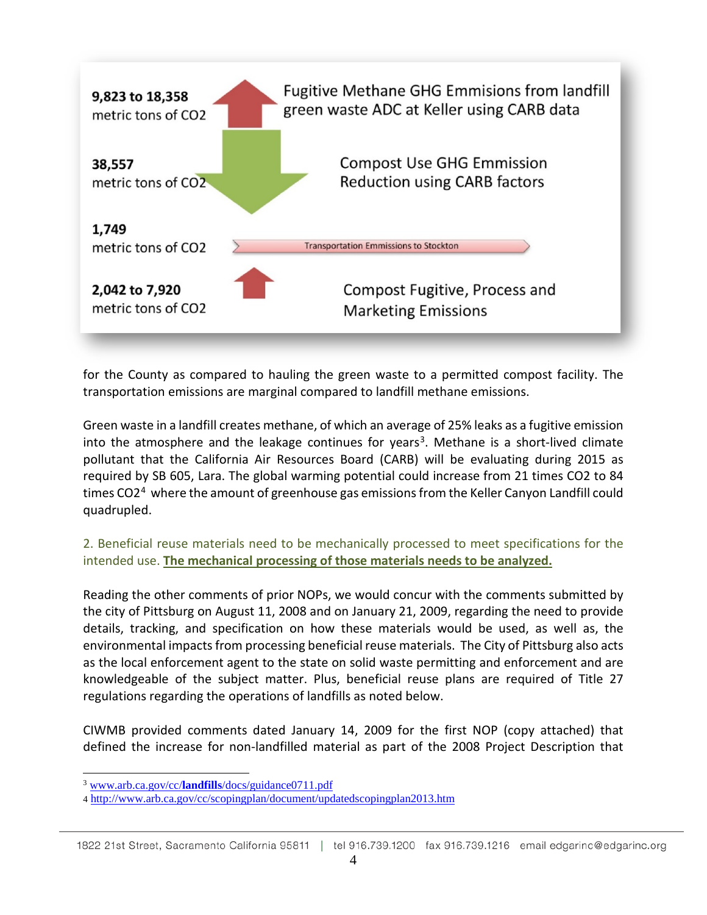9,823 to 18,358 metric tons of $CO_2$ — Fugitive Methane GHG Emmisions from landfill green waste ADC at Keller using CARB data

38,557 metric tons of $CO_2$ — Compost Use GHG Emmission Reduction using CARB factors

1,749 metric tons of $CO_2$ — Transportation Emmissions to Stockton

2,042 to 7,920 metric tons of $CO_2$ — Compost Fugitive, Process and Marketing Emissions

for the County as compared to hauling the green waste to a permitted compost facility. The transportation emissions are marginal compared to landfill methane emissions.

Green waste in a landfill creates methane, of which an average of 25% leaks as a fugitive emission into the atmosphere and the leakage continues for years[3]. Methane is a short-lived climate pollutant that the California Air Resources Board (CARB) will be evaluating during 2015 as required by SB 605, Lara. The global warming potential could increase from 21 times $CO_2$ to 84 times $CO_2$[4] where the amount of greenhouse gas emissions from the Keller Canyon Landfill could quadrupled.

2. Beneficial reuse materials need to be mechanically processed to meet specifications for the intended use. **<u>The mechanical processing of those materials needs to be analyzed.</u>**

Reading the other comments of prior NOPs, we would concur with the comments submitted by the city of Pittsburg on August 11, 2008 and on January 21, 2009, regarding the need to provide details, tracking, and specification on how these materials would be used, as well as, the environmental impacts from processing beneficial reuse materials. The City of Pittsburg also acts as the local enforcement agent to the state on solid waste permitting and enforcement and are knowledgeable of the subject matter. Plus, beneficial reuse plans are required of Title 27 regulations regarding the operations of landfills as noted below.

CIWMB provided comments dated January 14, 2009 for the first NOP (copy attached) that defined the increase for non-landfilled material as part of the 2008 Project Description that

---

[3] www.arb.ca.gov/cc/**landfills**/docs/guidance0711.pdf

[4] http://www.arb.ca.gov/cc/scopingplan/document/updatedscopingplan2013.htm

1822 21st Street, Sacramento California 95811 | tel 916.739.1200 fax 916.739.1216 email edgarinc@edgarinc.org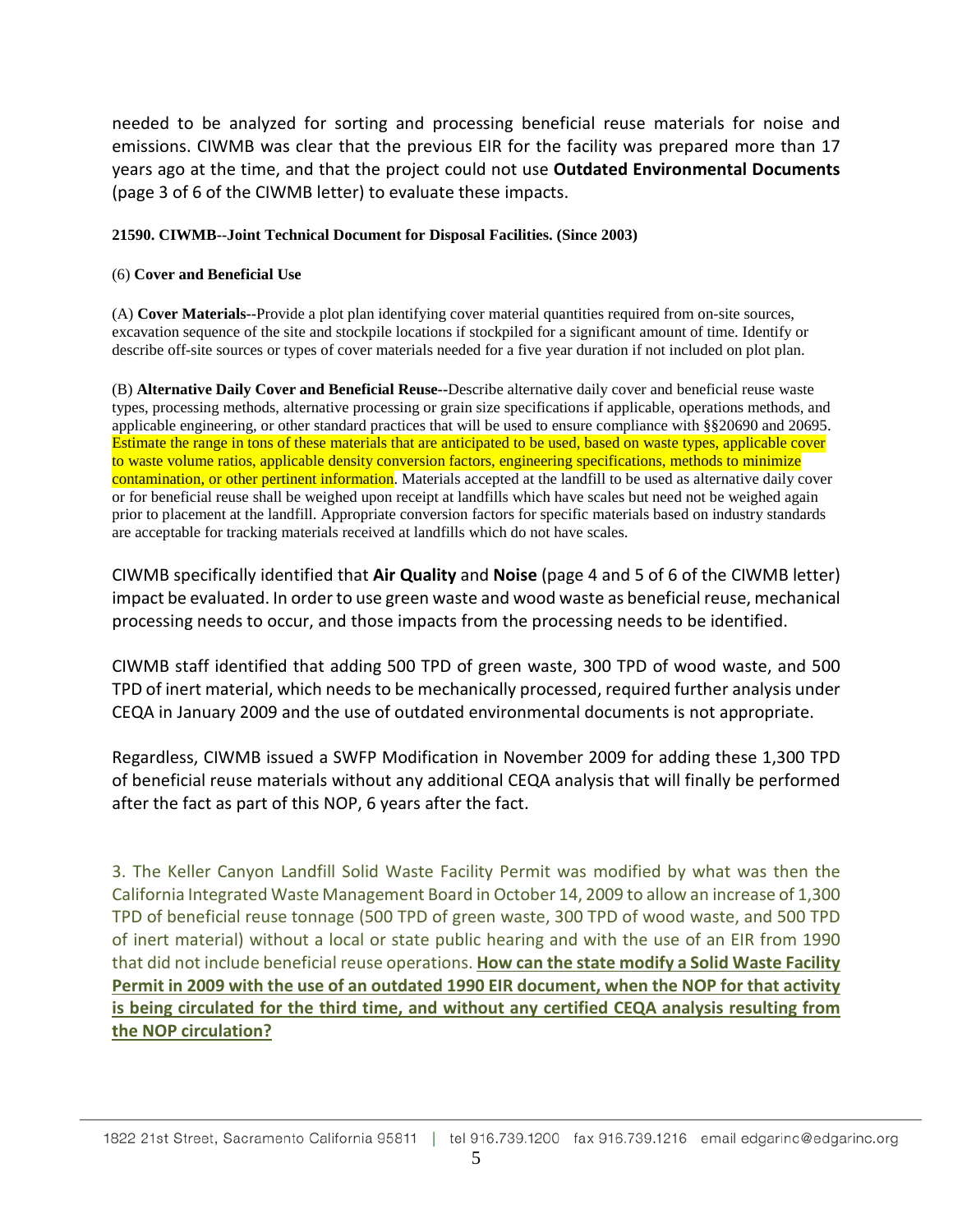needed to be analyzed for sorting and processing beneficial reuse materials for noise and emissions. CIWMB was clear that the previous EIR for the facility was prepared more than 17 years ago at the time, and that the project could not use **Outdated Environmental Documents** (page 3 of 6 of the CIWMB letter) to evaluate these impacts.

**21590. CIWMB--Joint Technical Document for Disposal Facilities. (Since 2003)**

(6) **Cover and Beneficial Use**

(A) **Cover Materials--**Provide a plot plan identifying cover material quantities required from on-site sources, excavation sequence of the site and stockpile locations if stockpiled for a significant amount of time. Identify or describe off-site sources or types of cover materials needed for a five year duration if not included on plot plan.

(B) **Alternative Daily Cover and Beneficial Reuse--**Describe alternative daily cover and beneficial reuse waste types, processing methods, alternative processing or grain size specifications if applicable, operations methods, and applicable engineering, or other standard practices that will be used to ensure compliance with §§20690 and 20695. Estimate the range in tons of these materials that are anticipated to be used, based on waste types, applicable cover to waste volume ratios, applicable density conversion factors, engineering specifications, methods to minimize contamination, or other pertinent information. Materials accepted at the landfill to be used as alternative daily cover or for beneficial reuse shall be weighed upon receipt at landfills which have scales but need not be weighed again prior to placement at the landfill. Appropriate conversion factors for specific materials based on industry standards are acceptable for tracking materials received at landfills which do not have scales.

CIWMB specifically identified that **Air Quality** and **Noise** (page 4 and 5 of 6 of the CIWMB letter) impact be evaluated. In order to use green waste and wood waste as beneficial reuse, mechanical processing needs to occur, and those impacts from the processing needs to be identified.

CIWMB staff identified that adding 500 TPD of green waste, 300 TPD of wood waste, and 500 TPD of inert material, which needs to be mechanically processed, required further analysis under CEQA in January 2009 and the use of outdated environmental documents is not appropriate.

Regardless, CIWMB issued a SWFP Modification in November 2009 for adding these 1,300 TPD of beneficial reuse materials without any additional CEQA analysis that will finally be performed after the fact as part of this NOP, 6 years after the fact.

3. The Keller Canyon Landfill Solid Waste Facility Permit was modified by what was then the California Integrated Waste Management Board in October 14, 2009 to allow an increase of 1,300 TPD of beneficial reuse tonnage (500 TPD of green waste, 300 TPD of wood waste, and 500 TPD of inert material) without a local or state public hearing and with the use of an EIR from 1990 that did not include beneficial reuse operations. **How can the state modify a Solid Waste Facility Permit in 2009 with the use of an outdated 1990 EIR document, when the NOP for that activity is being circulated for the third time, and without any certified CEQA analysis resulting from the NOP circulation?**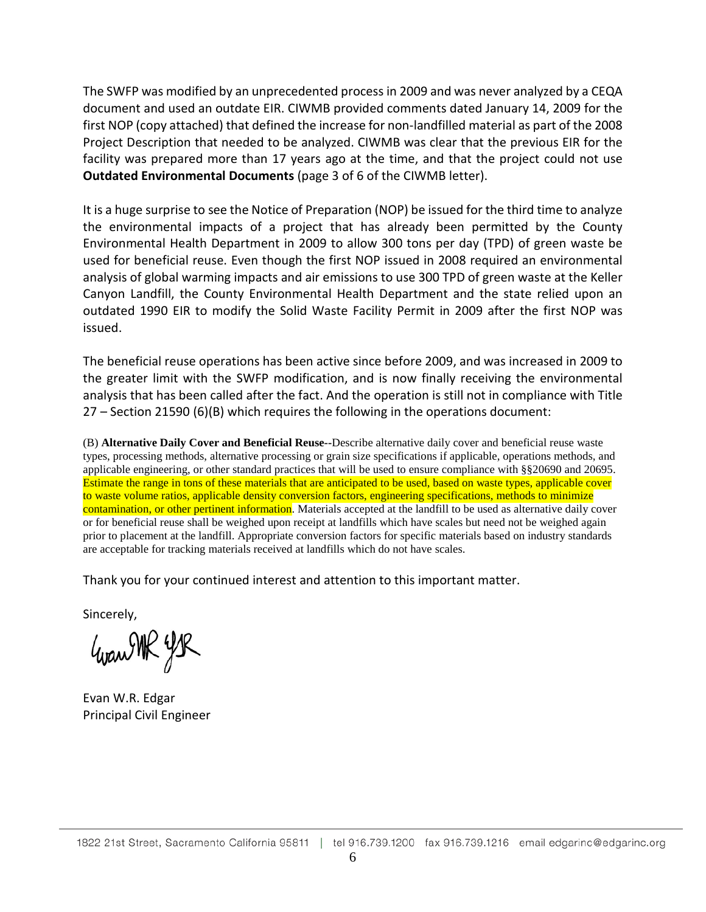The SWFP was modified by an unprecedented process in 2009 and was never analyzed by a CEQA document and used an outdate EIR. CIWMB provided comments dated January 14, 2009 for the first NOP (copy attached) that defined the increase for non-landfilled material as part of the 2008 Project Description that needed to be analyzed. CIWMB was clear that the previous EIR for the facility was prepared more than 17 years ago at the time, and that the project could not use **Outdated Environmental Documents** (page 3 of 6 of the CIWMB letter).

It is a huge surprise to see the Notice of Preparation (NOP) be issued for the third time to analyze the environmental impacts of a project that has already been permitted by the County Environmental Health Department in 2009 to allow 300 tons per day (TPD) of green waste be used for beneficial reuse. Even though the first NOP issued in 2008 required an environmental analysis of global warming impacts and air emissions to use 300 TPD of green waste at the Keller Canyon Landfill, the County Environmental Health Department and the state relied upon an outdated 1990 EIR to modify the Solid Waste Facility Permit in 2009 after the first NOP was issued.

The beneficial reuse operations has been active since before 2009, and was increased in 2009 to the greater limit with the SWFP modification, and is now finally receiving the environmental analysis that has been called after the fact. And the operation is still not in compliance with Title 27 – Section 21590 (6)(B) which requires the following in the operations document:

(B) **Alternative Daily Cover and Beneficial Reuse**--Describe alternative daily cover and beneficial reuse waste types, processing methods, alternative processing or grain size specifications if applicable, operations methods, and applicable engineering, or other standard practices that will be used to ensure compliance with §§20690 and 20695. Estimate the range in tons of these materials that are anticipated to be used, based on waste types, applicable cover to waste volume ratios, applicable density conversion factors, engineering specifications, methods to minimize contamination, or other pertinent information. Materials accepted at the landfill to be used as alternative daily cover or for beneficial reuse shall be weighed upon receipt at landfills which have scales but need not be weighed again prior to placement at the landfill. Appropriate conversion factors for specific materials based on industry standards are acceptable for tracking materials received at landfills which do not have scales.

Thank you for your continued interest and attention to this important matter.

Sincerely,

Evan W.R. Edgar
Principal Civil Engineer

1822 21st Street, Sacramento California 95811 | tel 916.739.1200 fax 916.739.1216 email edgarinc@edgarinc.org